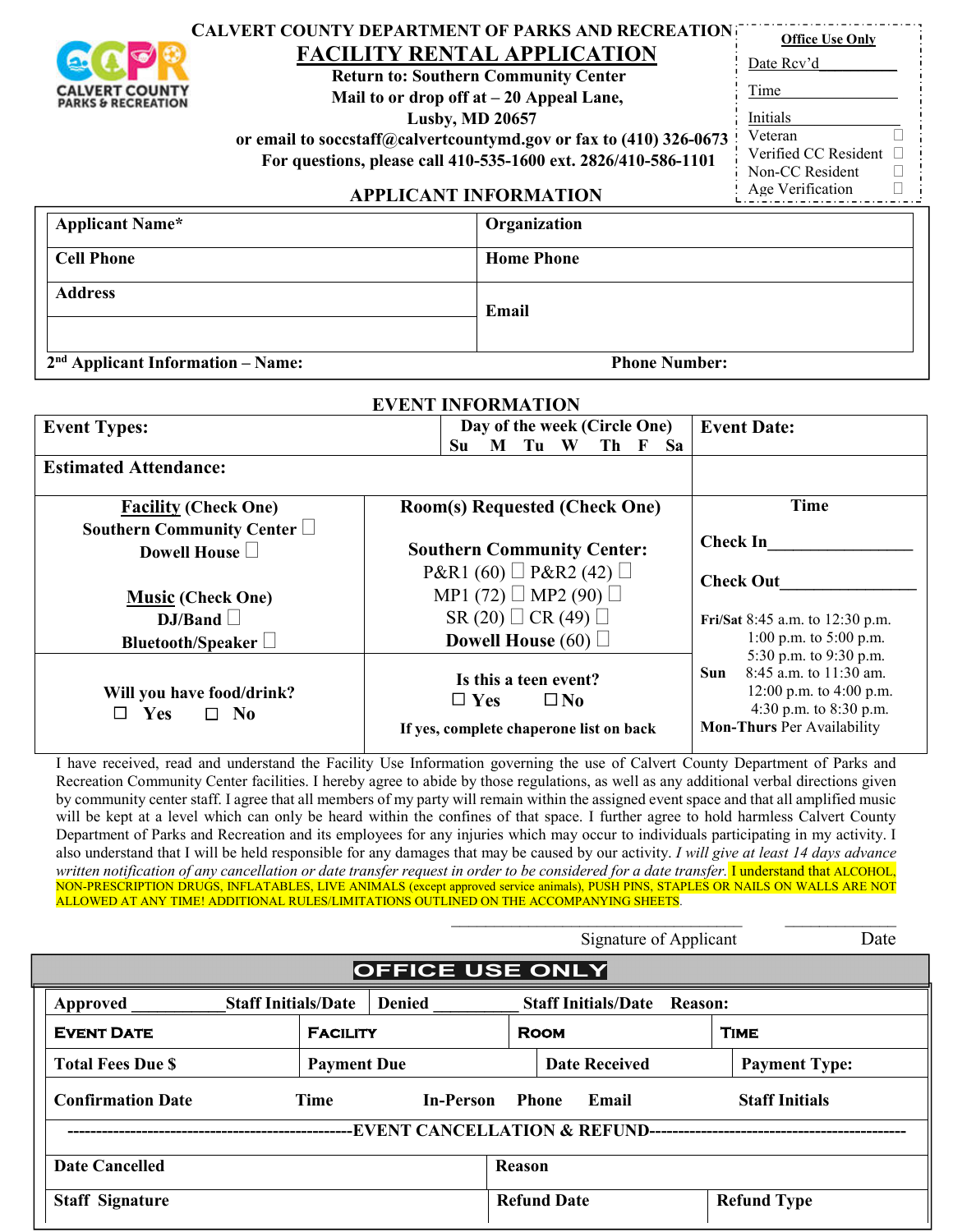# CALVERT COUNTY DEPARTMENT OF PARKS AND RECREATION

## FACILITY RENTAL APPLICATION

**Return to: Southern Community Center**
**Mail to or drop off at – 20 Appeal Lane,**
**Lusby, MD 20657**
**or email to soccstaff@calvertcountymd.gov or fax to (410) 326-0673**
**For questions, please call 410-535-1600 ext. 2826/410-586-1101**

**Office Use Only**
Date Rcv'd__________
Time__________
Initials__________
Veteran ☐
Verified CC Resident ☐
Non-CC Resident ☐
Age Verification ☐

### APPLICANT INFORMATION

| Applicant Name* | Organization |
|---|---|
| Cell Phone | Home Phone |
| Address | Email |
| | |

**2nd Applicant Information – Name:** **Phone Number:**

### EVENT INFORMATION

| Event Types: | Day of the week (Circle One) Su M Tu W Th F Sa | Event Date: |
|---|---|---|
| Estimated Attendance: | | |
| **Facility** (Check One)<br>Southern Community Center ☐<br>Dowell House ☐<br><br>**Music** (Check One)<br>DJ/Band ☐<br>Bluetooth/Speaker ☐ | **Room(s) Requested (Check One)**<br><br>**Southern Community Center:**<br>P&R1 (60) ☐ P&R2 (42) ☐<br>MP1 (72) ☐ MP2 (90) ☐<br>SR (20) ☐ CR (49) ☐<br>**Dowell House** (60) ☐ | **Time**<br><br>Check In________________<br><br>Check Out________________<br><br>**Fri/Sat** 8:45 a.m. to 12:30 p.m.<br>1:00 p.m. to 5:00 p.m.<br>5:30 p.m. to 9:30 p.m.<br>**Sun** 8:45 a.m. to 11:30 am.<br>12:00 p.m. to 4:00 p.m.<br>4:30 p.m. to 8:30 p.m.<br>**Mon-Thurs** Per Availability |
| Will you have food/drink?<br>☐ Yes ☐ No | Is this a teen event?<br>☐ Yes ☐ No<br>If yes, complete chaperone list on back | |

I have received, read and understand the Facility Use Information governing the use of Calvert County Department of Parks and Recreation Community Center facilities. I hereby agree to abide by those regulations, as well as any additional verbal directions given by community center staff. I agree that all members of my party will remain within the assigned event space and that all amplified music will be kept at a level which can only be heard within the confines of that space. I further agree to hold harmless Calvert County Department of Parks and Recreation and its employees for any injuries which may occur to individuals participating in my activity. I also understand that I will be held responsible for any damages that may be caused by our activity. *I will give at least 14 days advance written notification of any cancellation or date transfer request in order to be considered for a date transfer.* I understand that ALCOHOL, NON-PRESCRIPTION DRUGS, INFLATABLES, LIVE ANIMALS (except approved service animals), PUSH PINS, STAPLES OR NAILS ON WALLS ARE NOT ALLOWED AT ANY TIME! ADDITIONAL RULES/LIMITATIONS OUTLINED ON THE ACCOMPANYING SHEETS.

____________________________________ ______________
Signature of Applicant Date

### OFFICE USE ONLY

| Approved ___________Staff Initials/Date | Denied __________ Staff Initials/Date Reason: | | |
|---|---|---|---|
| EVENT DATE | FACILITY | ROOM | TIME |
| Total Fees Due $ | Payment Due | Date Received | Payment Type: |
| Confirmation Date | Time | In-Person Phone Email | Staff Initials |

**--------------------EVENT CANCELLATION & REFUND--------------------**

| Date Cancelled | Reason | |
|---|---|---|
| Staff Signature | Refund Date | Refund Type |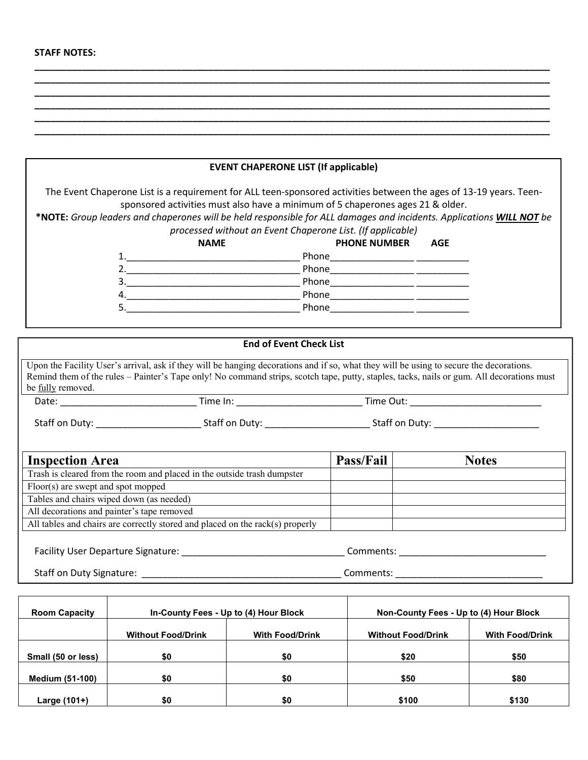**STAFF NOTES:**

\_\_\_\_\_\_\_\_\_\_\_\_\_\_\_\_\_\_\_\_\_\_\_\_\_\_\_\_\_\_\_\_\_\_\_\_\_\_\_\_\_\_\_\_\_\_\_\_\_\_\_\_\_\_\_\_\_\_\_\_\_\_\_\_\_\_\_\_\_\_\_\_\_\_\_\_\_\_
\_\_\_\_\_\_\_\_\_\_\_\_\_\_\_\_\_\_\_\_\_\_\_\_\_\_\_\_\_\_\_\_\_\_\_\_\_\_\_\_\_\_\_\_\_\_\_\_\_\_\_\_\_\_\_\_\_\_\_\_\_\_\_\_\_\_\_\_\_\_\_\_\_\_\_\_\_\_
\_\_\_\_\_\_\_\_\_\_\_\_\_\_\_\_\_\_\_\_\_\_\_\_\_\_\_\_\_\_\_\_\_\_\_\_\_\_\_\_\_\_\_\_\_\_\_\_\_\_\_\_\_\_\_\_\_\_\_\_\_\_\_\_\_\_\_\_\_\_\_\_\_\_\_\_\_\_
\_\_\_\_\_\_\_\_\_\_\_\_\_\_\_\_\_\_\_\_\_\_\_\_\_\_\_\_\_\_\_\_\_\_\_\_\_\_\_\_\_\_\_\_\_\_\_\_\_\_\_\_\_\_\_\_\_\_\_\_\_\_\_\_\_\_\_\_\_\_\_\_\_\_\_\_\_\_
\_\_\_\_\_\_\_\_\_\_\_\_\_\_\_\_\_\_\_\_\_\_\_\_\_\_\_\_\_\_\_\_\_\_\_\_\_\_\_\_\_\_\_\_\_\_\_\_\_\_\_\_\_\_\_\_\_\_\_\_\_\_\_\_\_\_\_\_\_\_\_\_\_\_\_\_\_\_
\_\_\_\_\_\_\_\_\_\_\_\_\_\_\_\_\_\_\_\_\_\_\_\_\_\_\_\_\_\_\_\_\_\_\_\_\_\_\_\_\_\_\_\_\_\_\_\_\_\_\_\_\_\_\_\_\_\_\_\_\_\_\_\_\_\_\_\_\_\_\_\_\_\_\_\_\_\_

## EVENT CHAPERONE LIST (If applicable)

The Event Chaperone List is a requirement for ALL teen-sponsored activities between the ages of 13-19 years. Teen-sponsored activities must also have a minimum of 5 chaperones ages 21 & older.

***NOTE:** *Group leaders and chaperones will be held responsible for ALL damages and incidents. Applications **WILL NOT** be processed without an Event Chaperone List. (If applicable)*

| NAME | PHONE NUMBER | AGE |
|---|---|---|
| 1.\_\_\_\_\_\_\_\_\_\_\_\_\_\_\_\_\_\_\_\_\_\_\_\_ | Phone\_\_\_\_\_\_\_\_\_\_\_\_\_\_ | \_\_\_\_\_\_\_\_\_ |
| 2.\_\_\_\_\_\_\_\_\_\_\_\_\_\_\_\_\_\_\_\_\_\_\_\_ | Phone\_\_\_\_\_\_\_\_\_\_\_\_\_\_ | \_\_\_\_\_\_\_\_\_ |
| 3.\_\_\_\_\_\_\_\_\_\_\_\_\_\_\_\_\_\_\_\_\_\_\_\_ | Phone\_\_\_\_\_\_\_\_\_\_\_\_\_\_ | \_\_\_\_\_\_\_\_\_ |
| 4.\_\_\_\_\_\_\_\_\_\_\_\_\_\_\_\_\_\_\_\_\_\_\_\_ | Phone\_\_\_\_\_\_\_\_\_\_\_\_\_\_ | \_\_\_\_\_\_\_\_\_ |
| 5.\_\_\_\_\_\_\_\_\_\_\_\_\_\_\_\_\_\_\_\_\_\_\_\_ | Phone\_\_\_\_\_\_\_\_\_\_\_\_\_\_ | \_\_\_\_\_\_\_\_\_ |

## End of Event Check List

Upon the Facility User's arrival, ask if they will be hanging decorations and if so, what they will be using to secure the decorations. Remind them of the rules – Painter's Tape only! No command strips, scotch tape, putty, staples, tacks, nails or gum. All decorations must be fully removed.

Date: \_\_\_\_\_\_\_\_\_\_\_\_\_\_\_\_\_\_\_\_ Time In: \_\_\_\_\_\_\_\_\_\_\_\_\_\_\_\_\_\_\_\_ Time Out: \_\_\_\_\_\_\_\_\_\_\_\_\_\_\_\_\_\_\_\_

Staff on Duty: \_\_\_\_\_\_\_\_\_\_\_\_\_\_\_\_ Staff on Duty: \_\_\_\_\_\_\_\_\_\_\_\_\_\_\_\_ Staff on Duty: \_\_\_\_\_\_\_\_\_\_\_\_\_\_\_\_

| Inspection Area | Pass/Fail | Notes |
|---|---|---|
| Trash is cleared from the room and placed in the outside trash dumpster | | |
| Floor(s) are swept and spot mopped | | |
| Tables and chairs wiped down (as needed) | | |
| All decorations and painter's tape removed | | |
| All tables and chairs are correctly stored and placed on the rack(s) properly | | |

Facility User Departure Signature: \_\_\_\_\_\_\_\_\_\_\_\_\_\_\_\_\_\_\_\_\_\_\_\_ Comments: \_\_\_\_\_\_\_\_\_\_\_\_\_\_\_\_\_\_\_\_\_\_

Staff on Duty Signature: \_\_\_\_\_\_\_\_\_\_\_\_\_\_\_\_\_\_\_\_\_\_\_\_\_\_\_\_\_\_ Comments: \_\_\_\_\_\_\_\_\_\_\_\_\_\_\_\_\_\_\_\_\_\_

| Room Capacity | In-County Fees - Up to (4) Hour Block | | Non-County Fees - Up to (4) Hour Block | |
|---|---|---|---|---|
| | Without Food/Drink | With Food/Drink | Without Food/Drink | With Food/Drink |
| Small (50 or less) | $0 | $0 | $20 | $50 |
| Medium (51-100) | $0 | $0 | $50 | $80 |
| Large (101+) | $0 | $0 | $100 | $130 |